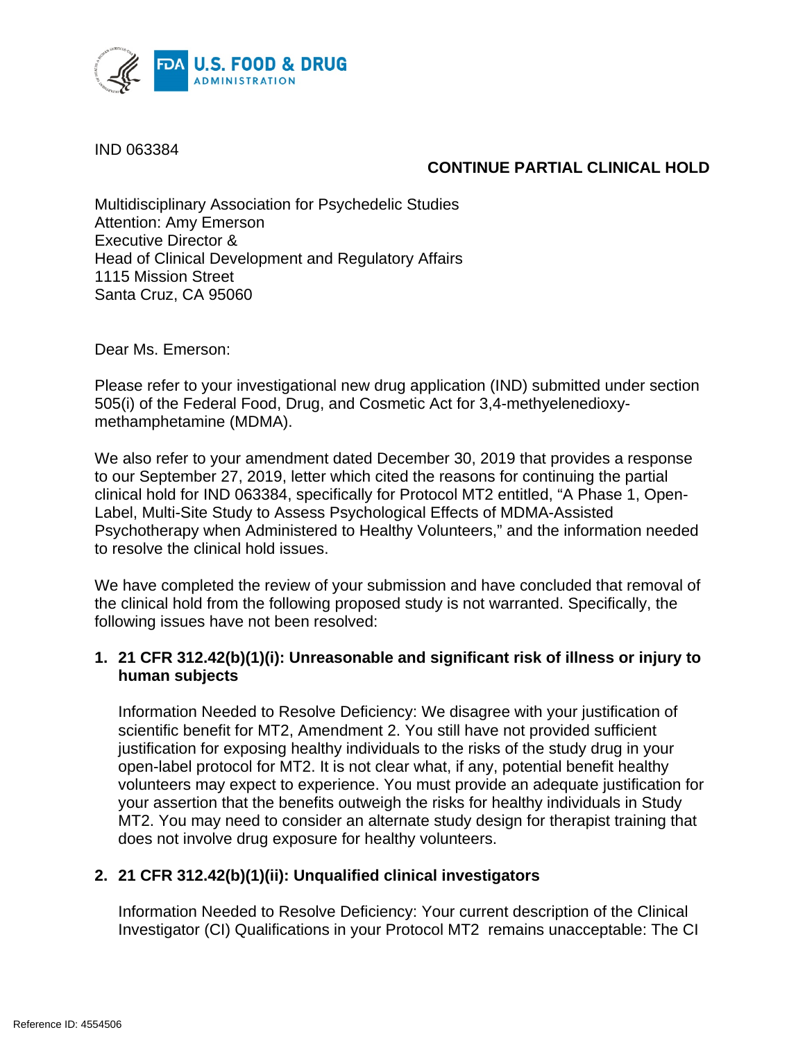IND 063384

**CONTINUE PARTIAL CLINICAL HOLD**

Multidisciplinary Association for Psychedelic Studies
Attention: Amy Emerson
Executive Director &
Head of Clinical Development and Regulatory Affairs
1115 Mission Street
Santa Cruz, CA 95060

Dear Ms. Emerson:

Please refer to your investigational new drug application (IND) submitted under section 505(i) of the Federal Food, Drug, and Cosmetic Act for 3,4-methyelenedioxy-methamphetamine (MDMA).

We also refer to your amendment dated December 30, 2019 that provides a response to our September 27, 2019, letter which cited the reasons for continuing the partial clinical hold for IND 063384, specifically for Protocol MT2 entitled, "A Phase 1, Open-Label, Multi-Site Study to Assess Psychological Effects of MDMA-Assisted Psychotherapy when Administered to Healthy Volunteers," and the information needed to resolve the clinical hold issues.

We have completed the review of your submission and have concluded that removal of the clinical hold from the following proposed study is not warranted. Specifically, the following issues have not been resolved:

1. **21 CFR 312.42(b)(1)(i): Unreasonable and significant risk of illness or injury to human subjects**

   Information Needed to Resolve Deficiency: We disagree with your justification of scientific benefit for MT2, Amendment 2. You still have not provided sufficient justification for exposing healthy individuals to the risks of the study drug in your open-label protocol for MT2. It is not clear what, if any, potential benefit healthy volunteers may expect to experience. You must provide an adequate justification for your assertion that the benefits outweigh the risks for healthy individuals in Study MT2. You may need to consider an alternate study design for therapist training that does not involve drug exposure for healthy volunteers.

2. **21 CFR 312.42(b)(1)(ii): Unqualified clinical investigators**

   Information Needed to Resolve Deficiency: Your current description of the Clinical Investigator (CI) Qualifications in your Protocol MT2 remains unacceptable: The CI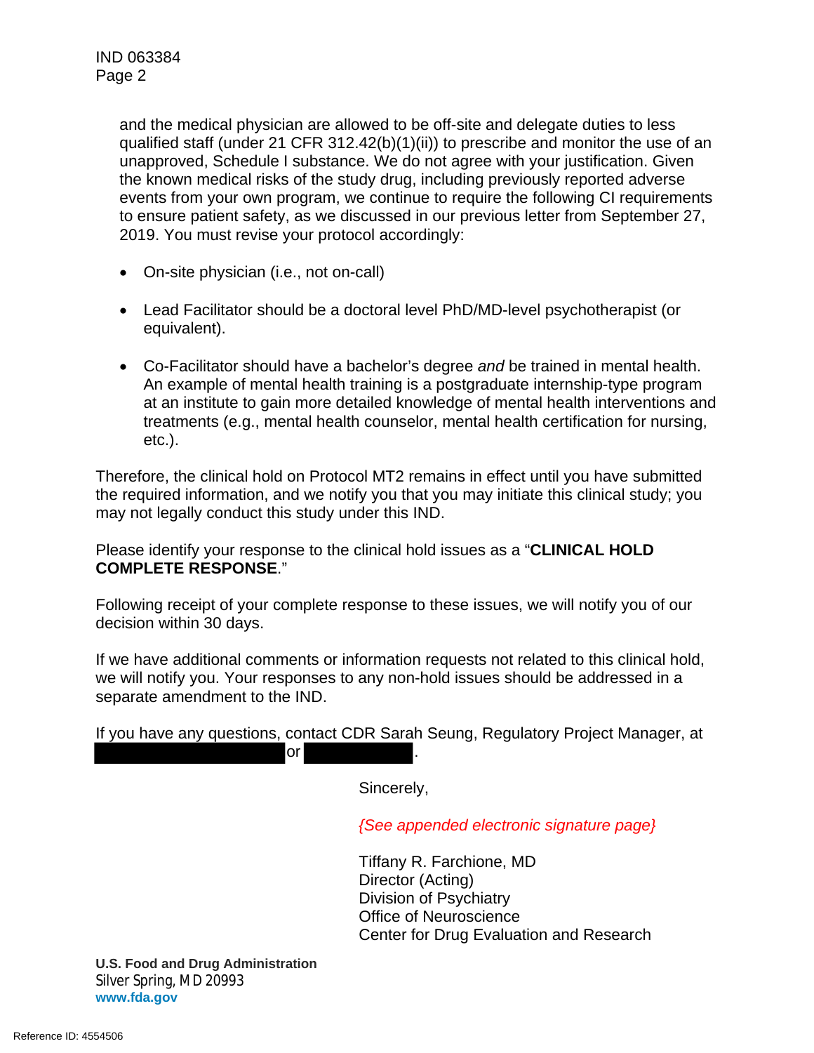and the medical physician are allowed to be off-site and delegate duties to less qualified staff (under 21 CFR 312.42(b)(1)(ii)) to prescribe and monitor the use of an unapproved, Schedule I substance. We do not agree with your justification. Given the known medical risks of the study drug, including previously reported adverse events from your own program, we continue to require the following CI requirements to ensure patient safety, as we discussed in our previous letter from September 27, 2019. You must revise your protocol accordingly:

- On-site physician (i.e., not on-call)
- Lead Facilitator should be a doctoral level PhD/MD-level psychotherapist (or equivalent).
- Co-Facilitator should have a bachelor's degree *and* be trained in mental health. An example of mental health training is a postgraduate internship-type program at an institute to gain more detailed knowledge of mental health interventions and treatments (e.g., mental health counselor, mental health certification for nursing, etc.).

Therefore, the clinical hold on Protocol MT2 remains in effect until you have submitted the required information, and we notify you that you may initiate this clinical study; you may not legally conduct this study under this IND.

Please identify your response to the clinical hold issues as a "**CLINICAL HOLD COMPLETE RESPONSE**."

Following receipt of your complete response to these issues, we will notify you of our decision within 30 days.

If we have additional comments or information requests not related to this clinical hold, we will notify you. Your responses to any non-hold issues should be addressed in a separate amendment to the IND.

If you have any questions, contact CDR Sarah Seung, Regulatory Project Manager, at [REDACTED] or [REDACTED].

Sincerely,

*{See appended electronic signature page}*

Tiffany R. Farchione, MD
Director (Acting)
Division of Psychiatry
Office of Neuroscience
Center for Drug Evaluation and Research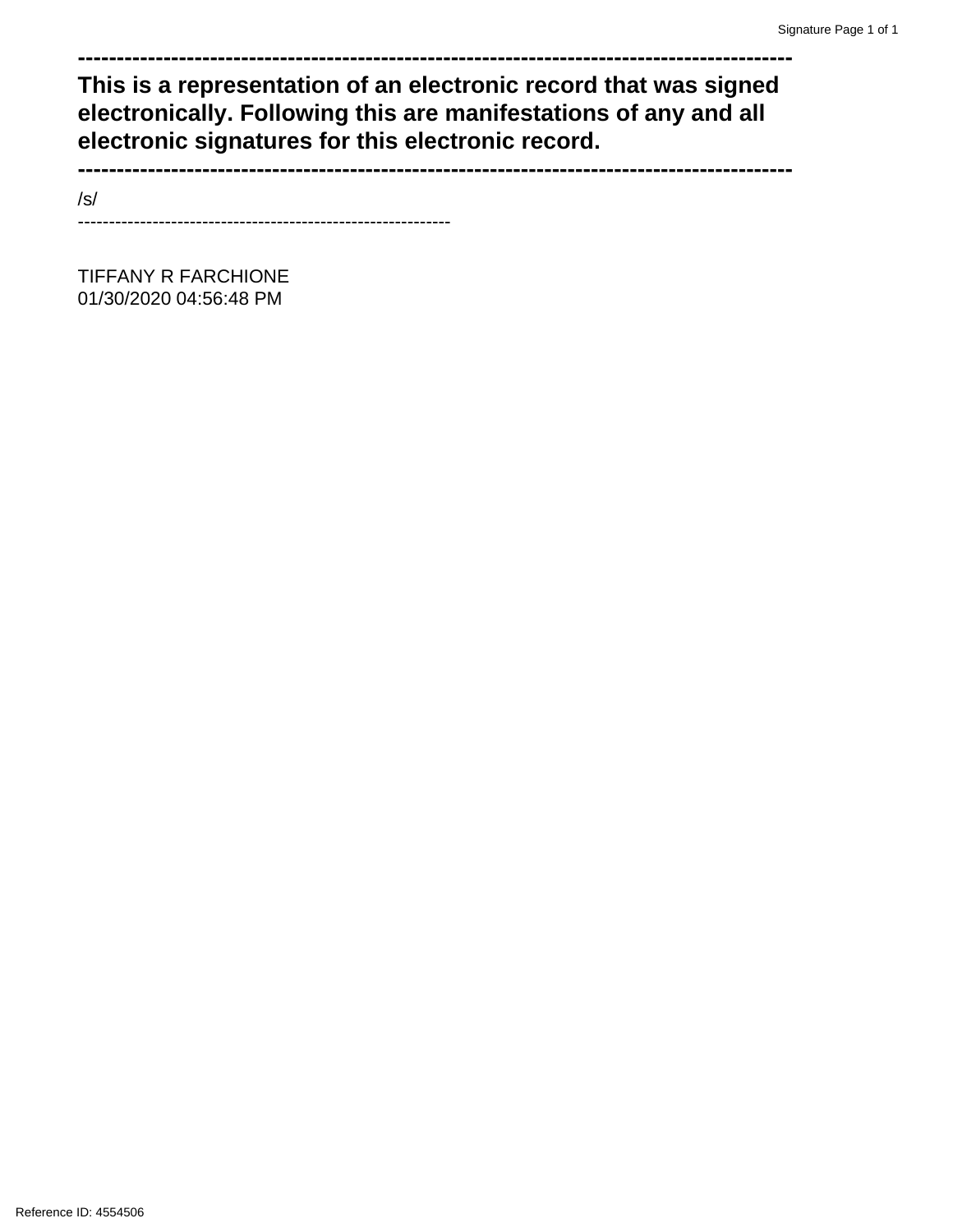---

**This is a representation of an electronic record that was signed electronically. Following this are manifestations of any and all electronic signatures for this electronic record.**

---

/s/

---

TIFFANY R FARCHIONE
01/30/2020 04:56:48 PM